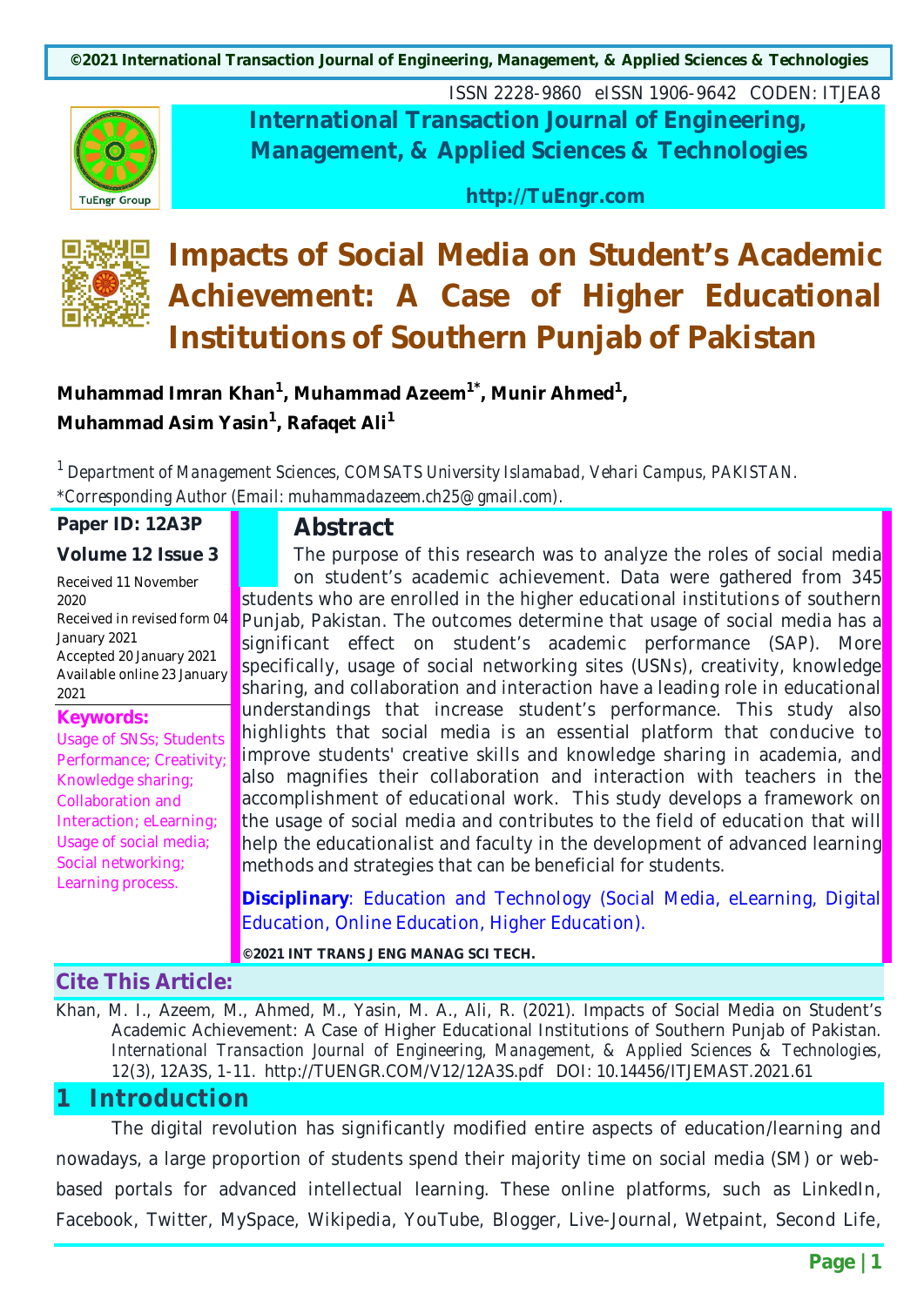# Impacts of Social Media on Student's Academic Achievement: A Case of Higher Educational Institutions of Southern Punjab of Pakistan

**Muhammad Imran Khan[1], Muhammad Azeem[1*], Munir Ahmed[1], Muhammad Asim Yasin[1], Rafaqet Ali[1]**

[1] *Department of Management Sciences, COMSATS University Islamabad, Vehari Campus, PAKISTAN.*
*Corresponding Author (Email: muhammadazeem.ch25@gmail.com).

**Paper ID: 12A3P**

**Volume 12 Issue 3**

Received 11 November 2020
Received in revised form 04 January 2021
Accepted 20 January 2021
Available online 23 January 2021

**Keywords:**
Usage of SNSs; Students Performance; Creativity; Knowledge sharing; Collaboration and Interaction; eLearning; Usage of social media; Social networking; Learning process.

## Abstract

The purpose of this research was to analyze the roles of social media on student's academic achievement. Data were gathered from 345 students who are enrolled in the higher educational institutions of southern Punjab, Pakistan. The outcomes determine that usage of social media has a significant effect on student's academic performance (SAP). More specifically, usage of social networking sites (USNs), creativity, knowledge sharing, and collaboration and interaction have a leading role in educational understandings that increase student's performance. This study also highlights that social media is an essential platform that conducive to improve students' creative skills and knowledge sharing in academia, and also magnifies their collaboration and interaction with teachers in the accomplishment of educational work. This study develops a framework on the usage of social media and contributes to the field of education that will help the educationalist and faculty in the development of advanced learning methods and strategies that can be beneficial for students.

**Disciplinary**: Education and Technology (Social Media, eLearning, Digital Education, Online Education, Higher Education).

**©2021 INT TRANS J ENG MANAG SCI TECH.**

## Cite This Article:

Khan, M. I., Azeem, M., Ahmed, M., Yasin, M. A., Ali, R. (2021). Impacts of Social Media on Student's Academic Achievement: A Case of Higher Educational Institutions of Southern Punjab of Pakistan. *International Transaction Journal of Engineering, Management, & Applied Sciences & Technologies*, 12(3), 12A3S, 1-11. http://TUENGR.COM/V12/12A3S.pdf DOI: 10.14456/ITJEMAST.2021.61

## 1 Introduction

The digital revolution has significantly modified entire aspects of education/learning and nowadays, a large proportion of students spend their majority time on social media (SM) or web-based portals for advanced intellectual learning. These online platforms, such as LinkedIn, Facebook, Twitter, MySpace, Wikipedia, YouTube, Blogger, Live-Journal, Wetpaint, Second Life,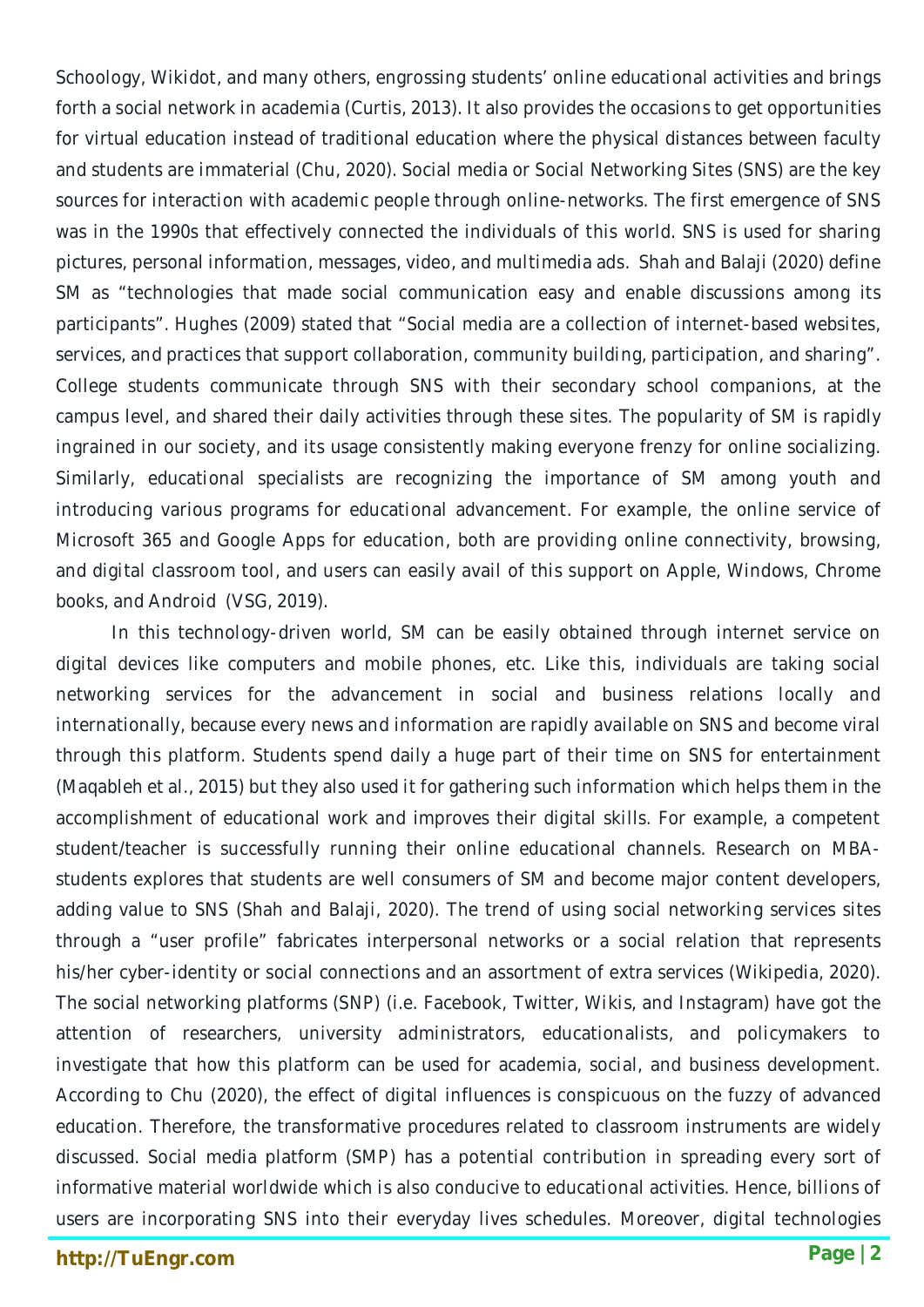Schoology, Wikidot, and many others, engrossing students' online educational activities and brings forth a social network in academia (Curtis, 2013). It also provides the occasions to get opportunities for virtual education instead of traditional education where the physical distances between faculty and students are immaterial (Chu, 2020). Social media or Social Networking Sites (SNS) are the key sources for interaction with academic people through online-networks. The first emergence of SNS was in the 1990s that effectively connected the individuals of this world. SNS is used for sharing pictures, personal information, messages, video, and multimedia ads. Shah and Balaji (2020) define SM as "technologies that made social communication easy and enable discussions among its participants". Hughes (2009) stated that "Social media are a collection of internet-based websites, services, and practices that support collaboration, community building, participation, and sharing". College students communicate through SNS with their secondary school companions, at the campus level, and shared their daily activities through these sites. The popularity of SM is rapidly ingrained in our society, and its usage consistently making everyone frenzy for online socializing. Similarly, educational specialists are recognizing the importance of SM among youth and introducing various programs for educational advancement. For example, the online service of Microsoft 365 and Google Apps for education, both are providing online connectivity, browsing, and digital classroom tool, and users can easily avail of this support on Apple, Windows, Chrome books, and Android (VSG, 2019).

In this technology-driven world, SM can be easily obtained through internet service on digital devices like computers and mobile phones, etc. Like this, individuals are taking social networking services for the advancement in social and business relations locally and internationally, because every news and information are rapidly available on SNS and become viral through this platform. Students spend daily a huge part of their time on SNS for entertainment (Maqableh et al., 2015) but they also used it for gathering such information which helps them in the accomplishment of educational work and improves their digital skills. For example, a competent student/teacher is successfully running their online educational channels. Research on MBA-students explores that students are well consumers of SM and become major content developers, adding value to SNS (Shah and Balaji, 2020). The trend of using social networking services sites through a "user profile" fabricates interpersonal networks or a social relation that represents his/her cyber-identity or social connections and an assortment of extra services (Wikipedia, 2020). The social networking platforms (SNP) (i.e. Facebook, Twitter, Wikis, and Instagram) have got the attention of researchers, university administrators, educationalists, and policymakers to investigate that how this platform can be used for academia, social, and business development. According to Chu (2020), the effect of digital influences is conspicuous on the fuzzy of advanced education. Therefore, the transformative procedures related to classroom instruments are widely discussed. Social media platform (SMP) has a potential contribution in spreading every sort of informative material worldwide which is also conducive to educational activities. Hence, billions of users are incorporating SNS into their everyday lives schedules. Moreover, digital technologies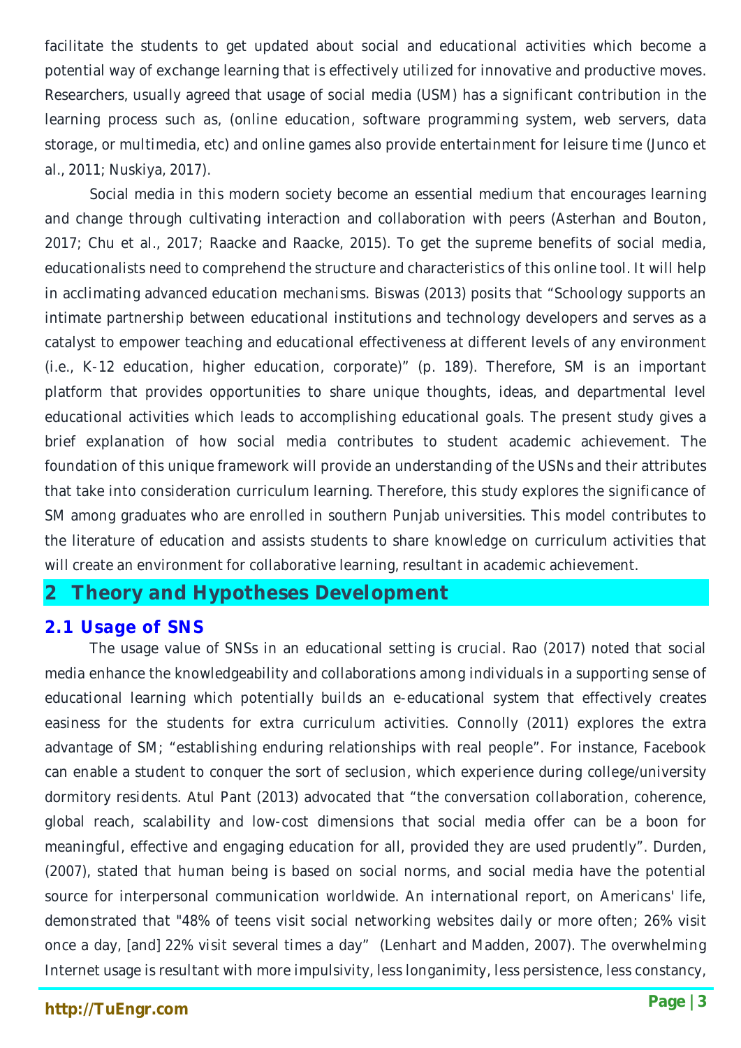facilitate the students to get updated about social and educational activities which become a potential way of exchange learning that is effectively utilized for innovative and productive moves. Researchers, usually agreed that usage of social media (USM) has a significant contribution in the learning process such as, (online education, software programming system, web servers, data storage, or multimedia, etc) and online games also provide entertainment for leisure time (Junco et al., 2011; Nuskiya, 2017).

Social media in this modern society become an essential medium that encourages learning and change through cultivating interaction and collaboration with peers (Asterhan and Bouton, 2017; Chu et al., 2017; Raacke and Raacke, 2015). To get the supreme benefits of social media, educationalists need to comprehend the structure and characteristics of this online tool. It will help in acclimating advanced education mechanisms. Biswas (2013) posits that "Schoology supports an intimate partnership between educational institutions and technology developers and serves as a catalyst to empower teaching and educational effectiveness at different levels of any environment (i.e., K-12 education, higher education, corporate)" (p. 189). Therefore, SM is an important platform that provides opportunities to share unique thoughts, ideas, and departmental level educational activities which leads to accomplishing educational goals. The present study gives a brief explanation of how social media contributes to student academic achievement. The foundation of this unique framework will provide an understanding of the USNs and their attributes that take into consideration curriculum learning. Therefore, this study explores the significance of SM among graduates who are enrolled in southern Punjab universities. This model contributes to the literature of education and assists students to share knowledge on curriculum activities that will create an environment for collaborative learning, resultant in academic achievement.

## 2 Theory and Hypotheses Development

### 2.1 Usage of SNS

The usage value of SNSs in an educational setting is crucial. Rao (2017) noted that social media enhance the knowledgeability and collaborations among individuals in a supporting sense of educational learning which potentially builds an e-educational system that effectively creates easiness for the students for extra curriculum activities. Connolly (2011) explores the extra advantage of SM; "establishing enduring relationships with real people". For instance, Facebook can enable a student to conquer the sort of seclusion, which experience during college/university dormitory residents. Atul Pant (2013) advocated that "the conversation collaboration, coherence, global reach, scalability and low-cost dimensions that social media offer can be a boon for meaningful, effective and engaging education for all, provided they are used prudently". Durden, (2007), stated that human being is based on social norms, and social media have the potential source for interpersonal communication worldwide. An international report, on Americans' life, demonstrated that "48% of teens visit social networking websites daily or more often; 26% visit once a day, [and] 22% visit several times a day" (Lenhart and Madden, 2007). The overwhelming Internet usage is resultant with more impulsivity, less longanimity, less persistence, less constancy,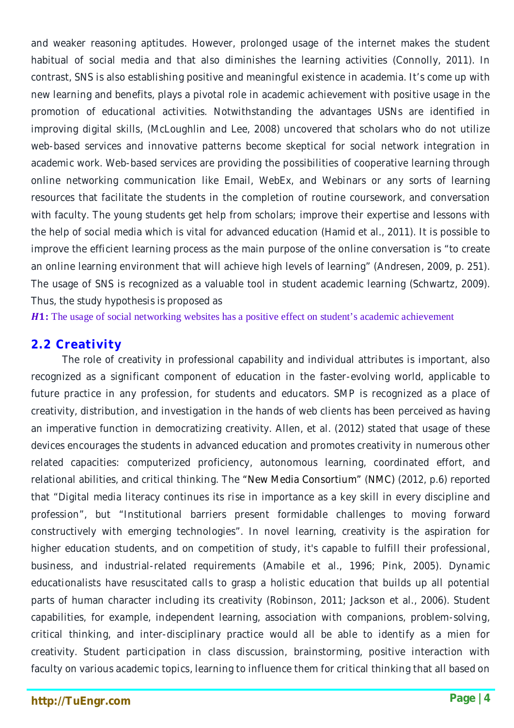and weaker reasoning aptitudes. However, prolonged usage of the internet makes the student habitual of social media and that also diminishes the learning activities (Connolly, 2011). In contrast, SNS is also establishing positive and meaningful existence in academia. It's come up with new learning and benefits, plays a pivotal role in academic achievement with positive usage in the promotion of educational activities. Notwithstanding the advantages USNs are identified in improving digital skills, (McLoughlin and Lee, 2008) uncovered that scholars who do not utilize web-based services and innovative patterns become skeptical for social network integration in academic work. Web-based services are providing the possibilities of cooperative learning through online networking communication like Email, WebEx, and Webinars or any sorts of learning resources that facilitate the students in the completion of routine coursework, and conversation with faculty. The young students get help from scholars; improve their expertise and lessons with the help of social media which is vital for advanced education (Hamid et al., 2011). It is possible to improve the efficient learning process as the main purpose of the online conversation is "to create an online learning environment that will achieve high levels of learning" (Andresen, 2009, p. 251). The usage of SNS is recognized as a valuable tool in student academic learning (Schwartz, 2009). Thus, the study hypothesis is proposed as

***H*1:** The usage of social networking websites has a positive effect on student's academic achievement

## 2.2 Creativity

The role of creativity in professional capability and individual attributes is important, also recognized as a significant component of education in the faster-evolving world, applicable to future practice in any profession, for students and educators. SMP is recognized as a place of creativity, distribution, and investigation in the hands of web clients has been perceived as having an imperative function in democratizing creativity. Allen, et al. (2012) stated that usage of these devices encourages the students in advanced education and promotes creativity in numerous other related capacities: computerized proficiency, autonomous learning, coordinated effort, and relational abilities, and critical thinking. The "New Media Consortium" (NMC) (2012, p.6) reported that "Digital media literacy continues its rise in importance as a key skill in every discipline and profession", but "Institutional barriers present formidable challenges to moving forward constructively with emerging technologies". In novel learning, creativity is the aspiration for higher education students, and on competition of study, it's capable to fulfill their professional, business, and industrial-related requirements (Amabile et al., 1996; Pink, 2005). Dynamic educationalists have resuscitated calls to grasp a holistic education that builds up all potential parts of human character including its creativity (Robinson, 2011; Jackson et al., 2006). Student capabilities, for example, independent learning, association with companions, problem-solving, critical thinking, and inter-disciplinary practice would all be able to identify as a mien for creativity. Student participation in class discussion, brainstorming, positive interaction with faculty on various academic topics, learning to influence them for critical thinking that all based on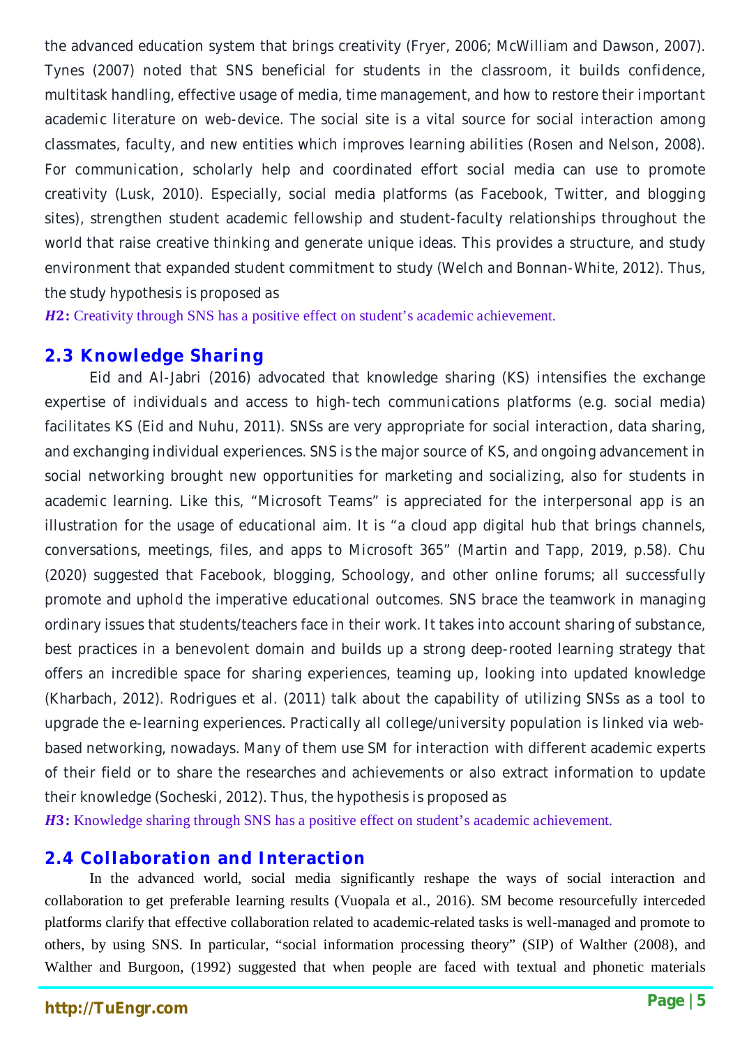the advanced education system that brings creativity (Fryer, 2006; McWilliam and Dawson, 2007). Tynes (2007) noted that SNS beneficial for students in the classroom, it builds confidence, multitask handling, effective usage of media, time management, and how to restore their important academic literature on web-device. The social site is a vital source for social interaction among classmates, faculty, and new entities which improves learning abilities (Rosen and Nelson, 2008). For communication, scholarly help and coordinated effort social media can use to promote creativity (Lusk, 2010). Especially, social media platforms (as Facebook, Twitter, and blogging sites), strengthen student academic fellowship and student-faculty relationships throughout the world that raise creative thinking and generate unique ideas. This provides a structure, and study environment that expanded student commitment to study (Welch and Bonnan-White, 2012). Thus, the study hypothesis is proposed as

***H*2:** Creativity through SNS has a positive effect on student's academic achievement.

## 2.3 Knowledge Sharing

Eid and Al-Jabri (2016) advocated that knowledge sharing (KS) intensifies the exchange expertise of individuals and access to high-tech communications platforms (e.g. social media) facilitates KS (Eid and Nuhu, 2011). SNSs are very appropriate for social interaction, data sharing, and exchanging individual experiences. SNS is the major source of KS, and ongoing advancement in social networking brought new opportunities for marketing and socializing, also for students in academic learning. Like this, "Microsoft Teams" is appreciated for the interpersonal app is an illustration for the usage of educational aim. It is "a cloud app digital hub that brings channels, conversations, meetings, files, and apps to Microsoft 365" (Martin and Tapp, 2019, p.58). Chu (2020) suggested that Facebook, blogging, Schoology, and other online forums; all successfully promote and uphold the imperative educational outcomes. SNS brace the teamwork in managing ordinary issues that students/teachers face in their work. It takes into account sharing of substance, best practices in a benevolent domain and builds up a strong deep-rooted learning strategy that offers an incredible space for sharing experiences, teaming up, looking into updated knowledge (Kharbach, 2012). Rodrigues et al. (2011) talk about the capability of utilizing SNSs as a tool to upgrade the e-learning experiences. Practically all college/university population is linked via web-based networking, nowadays. Many of them use SM for interaction with different academic experts of their field or to share the researches and achievements or also extract information to update their knowledge (Socheski, 2012). Thus, the hypothesis is proposed as

***H*3:** Knowledge sharing through SNS has a positive effect on student's academic achievement.

## 2.4 Collaboration and Interaction

In the advanced world, social media significantly reshape the ways of social interaction and collaboration to get preferable learning results (Vuopala et al., 2016). SM become resourcefully interceded platforms clarify that effective collaboration related to academic-related tasks is well-managed and promote to others, by using SNS. In particular, "social information processing theory" (SIP) of Walther (2008), and Walther and Burgoon, (1992) suggested that when people are faced with textual and phonetic materials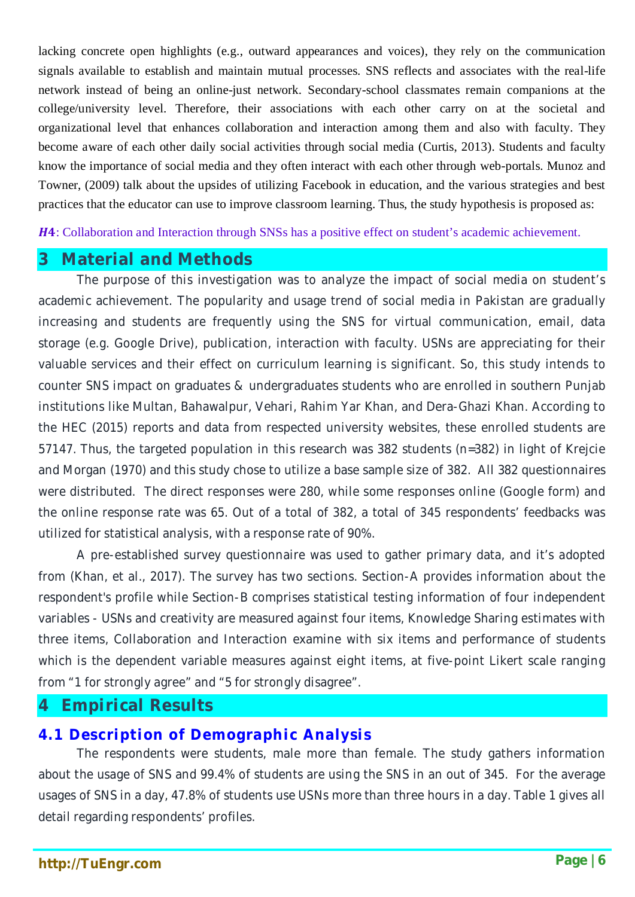lacking concrete open highlights (e.g., outward appearances and voices), they rely on the communication signals available to establish and maintain mutual processes. SNS reflects and associates with the real-life network instead of being an online-just network. Secondary-school classmates remain companions at the college/university level. Therefore, their associations with each other carry on at the societal and organizational level that enhances collaboration and interaction among them and also with faculty. They become aware of each other daily social activities through social media (Curtis, 2013). Students and faculty know the importance of social media and they often interact with each other through web-portals. Munoz and Towner, (2009) talk about the upsides of utilizing Facebook in education, and the various strategies and best practices that the educator can use to improve classroom learning. Thus, the study hypothesis is proposed as:

***H4***: Collaboration and Interaction through SNSs has a positive effect on student's academic achievement.

# 3 Material and Methods

The purpose of this investigation was to analyze the impact of social media on student's academic achievement. The popularity and usage trend of social media in Pakistan are gradually increasing and students are frequently using the SNS for virtual communication, email, data storage (e.g. Google Drive), publication, interaction with faculty. USNs are appreciating for their valuable services and their effect on curriculum learning is significant. So, this study intends to counter SNS impact on graduates & undergraduates students who are enrolled in southern Punjab institutions like Multan, Bahawalpur, Vehari, Rahim Yar Khan, and Dera-Ghazi Khan. According to the HEC (2015) reports and data from respected university websites, these enrolled students are 57147. Thus, the targeted population in this research was 382 students (n=382) in light of Krejcie and Morgan (1970) and this study chose to utilize a base sample size of 382. All 382 questionnaires were distributed. The direct responses were 280, while some responses online (Google form) and the online response rate was 65. Out of a total of 382, a total of 345 respondents' feedbacks was utilized for statistical analysis, with a response rate of 90%.

A pre-established survey questionnaire was used to gather primary data, and it's adopted from (Khan, et al., 2017). The survey has two sections. Section-A provides information about the respondent's profile while Section-B comprises statistical testing information of four independent variables - USNs and creativity are measured against four items, Knowledge Sharing estimates with three items, Collaboration and Interaction examine with six items and performance of students which is the dependent variable measures against eight items, at five-point Likert scale ranging from "1 for strongly agree" and "5 for strongly disagree".

# 4 Empirical Results

## 4.1 Description of Demographic Analysis

The respondents were students, male more than female. The study gathers information about the usage of SNS and 99.4% of students are using the SNS in an out of 345. For the average usages of SNS in a day, 47.8% of students use USNs more than three hours in a day. Table 1 gives all detail regarding respondents' profiles.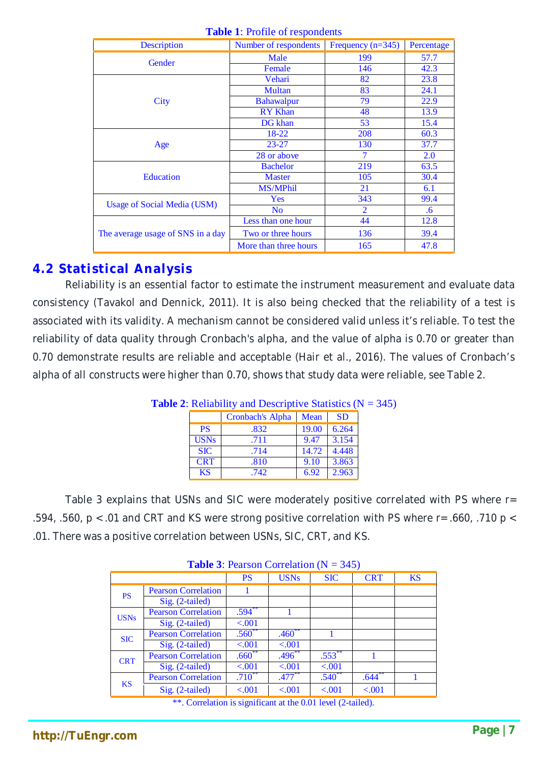**Table 1**: Profile of respondents

| Description | Number of respondents | Frequency (n=345) | Percentage |
|---|---|---|---|
| Gender | Male | 199 | 57.7 |
| | Female | 146 | 42.3 |
| City | Vehari | 82 | 23.8 |
| | Multan | 83 | 24.1 |
| | Bahawalpur | 79 | 22.9 |
| | RY Khan | 48 | 13.9 |
| | DG khan | 53 | 15.4 |
| Age | 18-22 | 208 | 60.3 |
| | 23-27 | 130 | 37.7 |
| | 28 or above | 7 | 2.0 |
| Education | Bachelor | 219 | 63.5 |
| | Master | 105 | 30.4 |
| | MS/MPhil | 21 | 6.1 |
| Usage of Social Media (USM) | Yes | 343 | 99.4 |
| | No | 2 | .6 |
| The average usage of SNS in a day | Less than one hour | 44 | 12.8 |
| | Two or three hours | 136 | 39.4 |
| | More than three hours | 165 | 47.8 |

## 4.2 Statistical Analysis

Reliability is an essential factor to estimate the instrument measurement and evaluate data consistency (Tavakol and Dennick, 2011). It is also being checked that the reliability of a test is associated with its validity. A mechanism cannot be considered valid unless it's reliable. To test the reliability of data quality through Cronbach's alpha, and the value of alpha is 0.70 or greater than 0.70 demonstrate results are reliable and acceptable (Hair et al., 2016). The values of Cronbach's alpha of all constructs were higher than 0.70, shows that study data were reliable, see Table 2.

**Table 2**: Reliability and Descriptive Statistics (N = 345)

| | Cronbach's Alpha | Mean | SD |
|---|---|---|---|
| PS | .832 | 19.00 | 6.264 |
| USNs | .711 | 9.47 | 3.154 |
| SIC | .714 | 14.72 | 4.448 |
| CRT | .810 | 9.10 | 3.863 |
| KS | .742 | 6.92 | 2.963 |

Table 3 explains that USNs and SIC were moderately positive correlated with PS where r= .594, .560, p < .01 and CRT and KS were strong positive correlation with PS where r= .660, .710 p < .01. There was a positive correlation between USNs, SIC, CRT, and KS.

**Table 3**: Pearson Correlation (N = 345)

| | | PS | USNs | SIC | CRT | KS |
|---|---|---|---|---|---|---|
| PS | Pearson Correlation | 1 | | | | |
| | Sig. (2-tailed) | | | | | |
| USNs | Pearson Correlation | .594** | 1 | | | |
| | Sig. (2-tailed) | <.001 | | | | |
| SIC | Pearson Correlation | .560** | .460** | 1 | | |
| | Sig. (2-tailed) | <.001 | <.001 | | | |
| CRT | Pearson Correlation | .660** | .496** | .553** | 1 | |
| | Sig. (2-tailed) | <.001 | <.001 | <.001 | | |
| KS | Pearson Correlation | .710** | .477** | .540** | .644** | 1 |
| | Sig. (2-tailed) | <.001 | <.001 | <.001 | <.001 | |

**. Correlation is significant at the 0.01 level (2-tailed).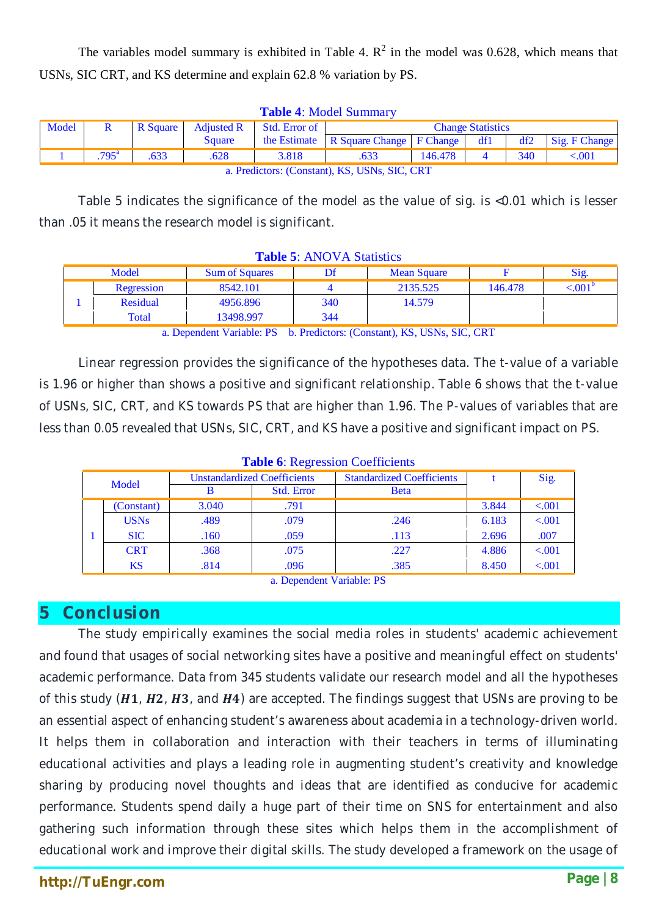The variables model summary is exhibited in Table 4. $R^2$ in the model was 0.628, which means that USNs, SIC CRT, and KS determine and explain 62.8 % variation by PS.

**Table 4**: Model Summary

| Model | R | R Square | Adjusted R Square | Std. Error of the Estimate | Change Statistics | | | | |
|---|---|---|---|---|---|---|---|---|---|
| | | | | | R Square Change | F Change | df1 | df2 | Sig. F Change |
| 1 | .795[a] | .633 | .628 | 3.818 | .633 | 146.478 | 4 | 340 | <.001 |

a. Predictors: (Constant), KS, USNs, SIC, CRT

Table 5 indicates the significance of the model as the value of sig. is <0.01 which is lesser than .05 it means the research model is significant.

**Table 5**: ANOVA Statistics

| Model | | Sum of Squares | Df | Mean Square | F | Sig. |
|---|---|---|---|---|---|---|
| 1 | Regression | 8542.101 | 4 | 2135.525 | 146.478 | <.001[b] |
| | Residual | 4956.896 | 340 | 14.579 | | |
| | Total | 13498.997 | 344 | | | |

a. Dependent Variable: PS b. Predictors: (Constant), KS, USNs, SIC, CRT

Linear regression provides the significance of the hypotheses data. The t-value of a variable is 1.96 or higher than shows a positive and significant relationship. Table 6 shows that the t-value of USNs, SIC, CRT, and KS towards PS that are higher than 1.96. The P-values of variables that are less than 0.05 revealed that USNs, SIC, CRT, and KS have a positive and significant impact on PS.

**Table 6**: Regression Coefficients

| Model | | Unstandardized Coefficients | | Standardized Coefficients | t | Sig. |
|---|---|---|---|---|---|---|
| | | B | Std. Error | Beta | | |
| 1 | (Constant) | 3.040 | .791 | | 3.844 | <.001 |
| | USNs | .489 | .079 | .246 | 6.183 | <.001 |
| | SIC | .160 | .059 | .113 | 2.696 | .007 |
| | CRT | .368 | .075 | .227 | 4.886 | <.001 |
| | KS | .814 | .096 | .385 | 8.450 | <.001 |

a. Dependent Variable: PS

# 5 Conclusion

The study empirically examines the social media roles in students' academic achievement and found that usages of social networking sites have a positive and meaningful effect on students' academic performance. Data from 345 students validate our research model and all the hypotheses of this study (***H*1**, ***H*2**, ***H*3**, and ***H*4**) are accepted. The findings suggest that USNs are proving to be an essential aspect of enhancing student's awareness about academia in a technology-driven world. It helps them in collaboration and interaction with their teachers in terms of illuminating educational activities and plays a leading role in augmenting student's creativity and knowledge sharing by producing novel thoughts and ideas that are identified as conducive for academic performance. Students spend daily a huge part of their time on SNS for entertainment and also gathering such information through these sites which helps them in the accomplishment of educational work and improve their digital skills. The study developed a framework on the usage of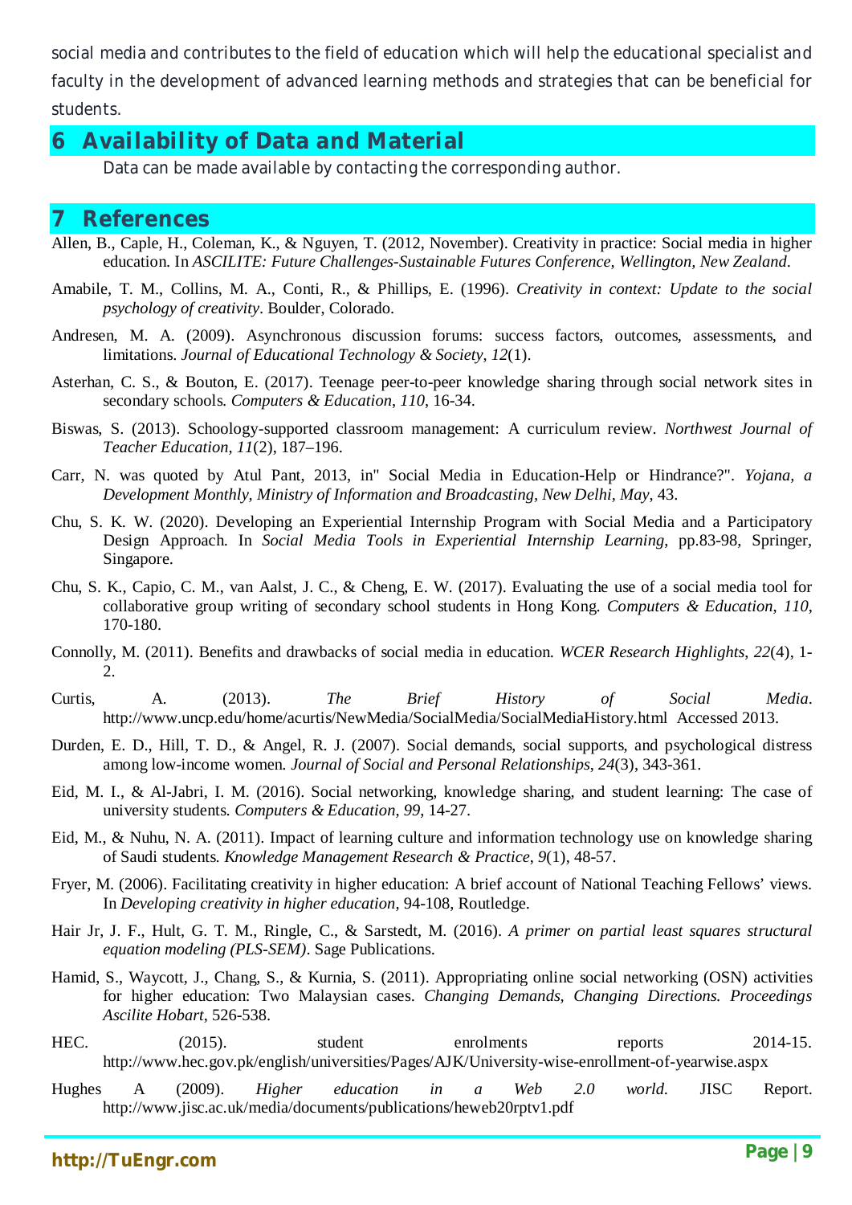social media and contributes to the field of education which will help the educational specialist and faculty in the development of advanced learning methods and strategies that can be beneficial for students.

## 6 Availability of Data and Material

Data can be made available by contacting the corresponding author.

## 7 References

Allen, B., Caple, H., Coleman, K., & Nguyen, T. (2012, November). Creativity in practice: Social media in higher education. In *ASCILITE: Future Challenges-Sustainable Futures Conference, Wellington, New Zealand*.

Amabile, T. M., Collins, M. A., Conti, R., & Phillips, E. (1996). *Creativity in context: Update to the social psychology of creativity*. Boulder, Colorado.

Andresen, M. A. (2009). Asynchronous discussion forums: success factors, outcomes, assessments, and limitations. *Journal of Educational Technology & Society*, *12*(1).

Asterhan, C. S., & Bouton, E. (2017). Teenage peer-to-peer knowledge sharing through social network sites in secondary schools. *Computers & Education*, *110*, 16-34.

Biswas, S. (2013). Schoology-supported classroom management: A curriculum review. *Northwest Journal of Teacher Education, 11*(2), 187–196.

Carr, N. was quoted by Atul Pant, 2013, in" Social Media in Education-Help or Hindrance?". *Yojana, a Development Monthly, Ministry of Information and Broadcasting, New Delhi, May*, 43.

Chu, S. K. W. (2020). Developing an Experiential Internship Program with Social Media and a Participatory Design Approach. In *Social Media Tools in Experiential Internship Learning*, pp.83-98, Springer, Singapore.

Chu, S. K., Capio, C. M., van Aalst, J. C., & Cheng, E. W. (2017). Evaluating the use of a social media tool for collaborative group writing of secondary school students in Hong Kong. *Computers & Education*, *110*, 170-180.

Connolly, M. (2011). Benefits and drawbacks of social media in education. *WCER Research Highlights*, *22*(4), 1-2.

Curtis, A. (2013). *The Brief History of Social Media*. http://www.uncp.edu/home/acurtis/NewMedia/SocialMedia/SocialMediaHistory.html Accessed 2013.

Durden, E. D., Hill, T. D., & Angel, R. J. (2007). Social demands, social supports, and psychological distress among low-income women. *Journal of Social and Personal Relationships*, *24*(3), 343-361.

Eid, M. I., & Al-Jabri, I. M. (2016). Social networking, knowledge sharing, and student learning: The case of university students. *Computers & Education*, *99*, 14-27.

Eid, M., & Nuhu, N. A. (2011). Impact of learning culture and information technology use on knowledge sharing of Saudi students. *Knowledge Management Research & Practice*, *9*(1), 48-57.

Fryer, M. (2006). Facilitating creativity in higher education: A brief account of National Teaching Fellows' views. In *Developing creativity in higher education*, 94-108, Routledge.

Hair Jr, J. F., Hult, G. T. M., Ringle, C., & Sarstedt, M. (2016). *A primer on partial least squares structural equation modeling (PLS-SEM)*. Sage Publications.

Hamid, S., Waycott, J., Chang, S., & Kurnia, S. (2011). Appropriating online social networking (OSN) activities for higher education: Two Malaysian cases. *Changing Demands, Changing Directions. Proceedings Ascilite Hobart*, 526-538.

HEC. (2015). student enrolments reports 2014-15. http://www.hec.gov.pk/english/universities/Pages/AJK/University-wise-enrollment-of-yearwise.aspx

Hughes A (2009). *Higher education in a Web 2.0 world*. JISC Report. http://www.jisc.ac.uk/media/documents/publications/heweb20rptv1.pdf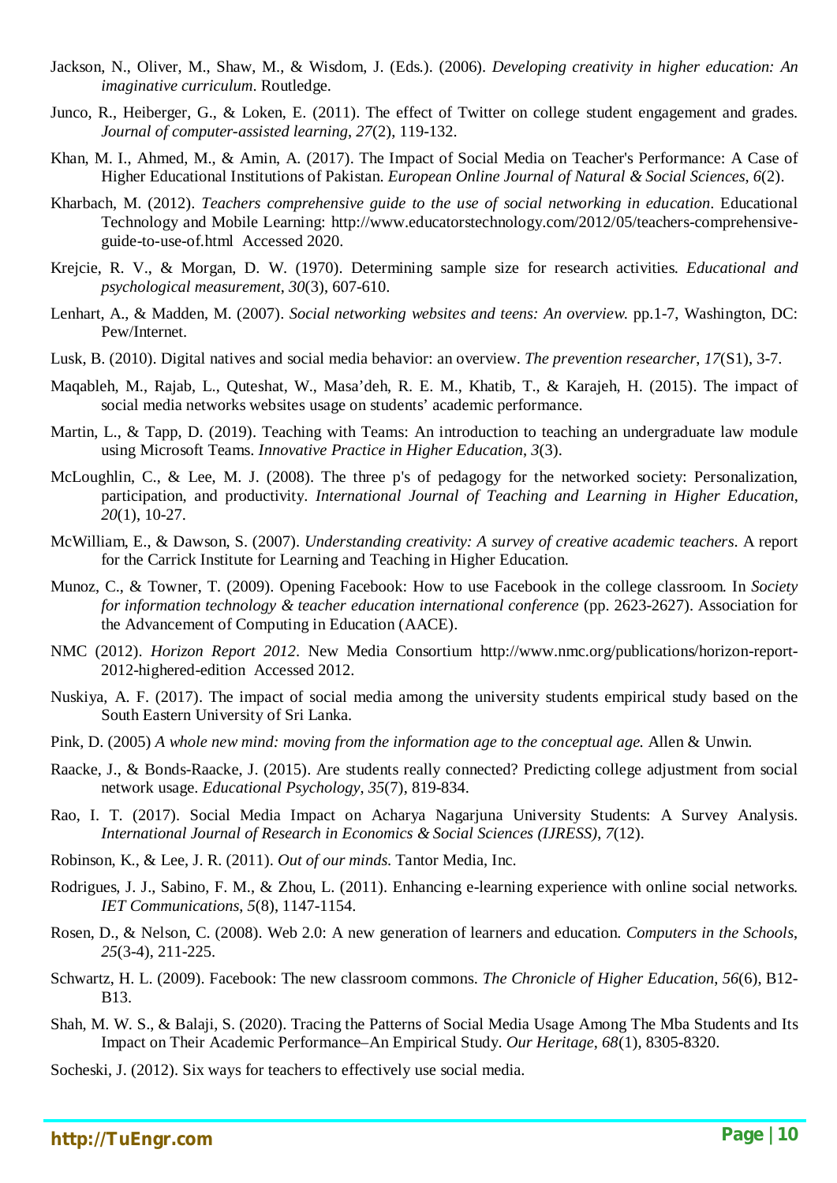Jackson, N., Oliver, M., Shaw, M., & Wisdom, J. (Eds.). (2006). *Developing creativity in higher education: An imaginative curriculum*. Routledge.

Junco, R., Heiberger, G., & Loken, E. (2011). The effect of Twitter on college student engagement and grades. *Journal of computer-assisted learning*, *27*(2), 119-132.

Khan, M. I., Ahmed, M., & Amin, A. (2017). The Impact of Social Media on Teacher's Performance: A Case of Higher Educational Institutions of Pakistan. *European Online Journal of Natural & Social Sciences*, *6*(2).

Kharbach, M. (2012). *Teachers comprehensive guide to the use of social networking in education*. Educational Technology and Mobile Learning: http://www.educatorstechnology.com/2012/05/teachers-comprehensive-guide-to-use-of.html Accessed 2020.

Krejcie, R. V., & Morgan, D. W. (1970). Determining sample size for research activities. *Educational and psychological measurement*, *30*(3), 607-610.

Lenhart, A., & Madden, M. (2007). *Social networking websites and teens: An overview*. pp.1-7, Washington, DC: Pew/Internet.

Lusk, B. (2010). Digital natives and social media behavior: an overview. *The prevention researcher*, *17*(S1), 3-7.

Maqableh, M., Rajab, L., Quteshat, W., Masa'deh, R. E. M., Khatib, T., & Karajeh, H. (2015). The impact of social media networks websites usage on students' academic performance.

Martin, L., & Tapp, D. (2019). Teaching with Teams: An introduction to teaching an undergraduate law module using Microsoft Teams. *Innovative Practice in Higher Education*, *3*(3).

McLoughlin, C., & Lee, M. J. (2008). The three p's of pedagogy for the networked society: Personalization, participation, and productivity. *International Journal of Teaching and Learning in Higher Education*, *20*(1), 10-27.

McWilliam, E., & Dawson, S. (2007). *Understanding creativity: A survey of creative academic teachers*. A report for the Carrick Institute for Learning and Teaching in Higher Education.

Munoz, C., & Towner, T. (2009). Opening Facebook: How to use Facebook in the college classroom. In *Society for information technology & teacher education international conference* (pp. 2623-2627). Association for the Advancement of Computing in Education (AACE).

NMC (2012). *Horizon Report 2012*. New Media Consortium http://www.nmc.org/publications/horizon-report-2012-highered-edition Accessed 2012.

Nuskiya, A. F. (2017). The impact of social media among the university students empirical study based on the South Eastern University of Sri Lanka.

Pink, D. (2005) *A whole new mind: moving from the information age to the conceptual age.* Allen & Unwin.

Raacke, J., & Bonds-Raacke, J. (2015). Are students really connected? Predicting college adjustment from social network usage. *Educational Psychology*, *35*(7), 819-834.

Rao, I. T. (2017). Social Media Impact on Acharya Nagarjuna University Students: A Survey Analysis. *International Journal of Research in Economics & Social Sciences (IJRESS)*, *7*(12).

Robinson, K., & Lee, J. R. (2011). *Out of our minds*. Tantor Media, Inc.

Rodrigues, J. J., Sabino, F. M., & Zhou, L. (2011). Enhancing e-learning experience with online social networks. *IET Communications*, *5*(8), 1147-1154.

Rosen, D., & Nelson, C. (2008). Web 2.0: A new generation of learners and education. *Computers in the Schools*, *25*(3-4), 211-225.

Schwartz, H. L. (2009). Facebook: The new classroom commons. *The Chronicle of Higher Education*, *56*(6), B12-B13.

Shah, M. W. S., & Balaji, S. (2020). Tracing the Patterns of Social Media Usage Among The Mba Students and Its Impact on Their Academic Performance–An Empirical Study. *Our Heritage*, *68*(1), 8305-8320.

Socheski, J. (2012). Six ways for teachers to effectively use social media.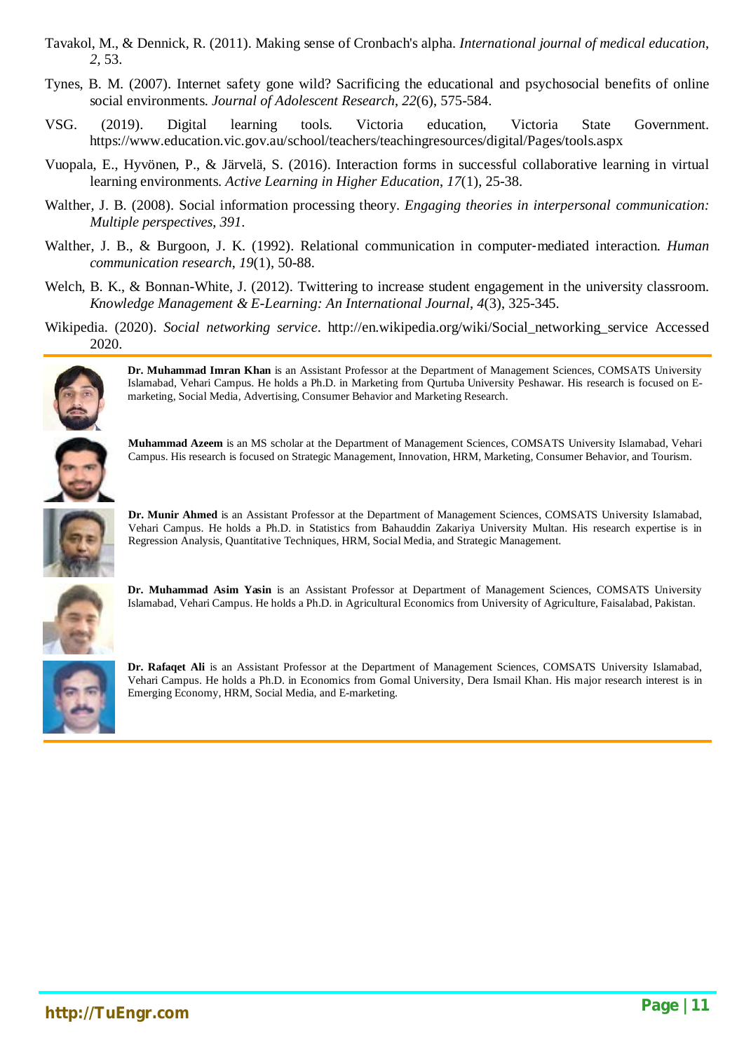Tavakol, M., & Dennick, R. (2011). Making sense of Cronbach's alpha. *International journal of medical education*, *2*, 53.

Tynes, B. M. (2007). Internet safety gone wild? Sacrificing the educational and psychosocial benefits of online social environments. *Journal of Adolescent Research*, *22*(6), 575-584.

VSG. (2019). Digital learning tools. Victoria education, Victoria State Government. https://www.education.vic.gov.au/school/teachers/teachingresources/digital/Pages/tools.aspx

Vuopala, E., Hyvönen, P., & Järvelä, S. (2016). Interaction forms in successful collaborative learning in virtual learning environments. *Active Learning in Higher Education*, *17*(1), 25-38.

Walther, J. B. (2008). Social information processing theory. *Engaging theories in interpersonal communication: Multiple perspectives*, *391*.

Walther, J. B., & Burgoon, J. K. (1992). Relational communication in computer‐mediated interaction. *Human communication research*, *19*(1), 50-88.

Welch, B. K., & Bonnan-White, J. (2012). Twittering to increase student engagement in the university classroom. *Knowledge Management & E-Learning: An International Journal*, *4*(3), 325-345.

Wikipedia. (2020). *Social networking service*. http://en.wikipedia.org/wiki/Social_networking_service Accessed 2020.

---

**Dr. Muhammad Imran Khan** is an Assistant Professor at the Department of Management Sciences, COMSATS University Islamabad, Vehari Campus. He holds a Ph.D. in Marketing from Qurtuba University Peshawar. His research is focused on E-marketing, Social Media, Advertising, Consumer Behavior and Marketing Research.

**Muhammad Azeem** is an MS scholar at the Department of Management Sciences, COMSATS University Islamabad, Vehari Campus. His research is focused on Strategic Management, Innovation, HRM, Marketing, Consumer Behavior, and Tourism.

**Dr. Munir Ahmed** is an Assistant Professor at the Department of Management Sciences, COMSATS University Islamabad, Vehari Campus. He holds a Ph.D. in Statistics from Bahauddin Zakariya University Multan. His research expertise is in Regression Analysis, Quantitative Techniques, HRM, Social Media, and Strategic Management.

**Dr. Muhammad Asim Yasin** is an Assistant Professor at Department of Management Sciences, COMSATS University Islamabad, Vehari Campus. He holds a Ph.D. in Agricultural Economics from University of Agriculture, Faisalabad, Pakistan.

**Dr. Rafaqet Ali** is an Assistant Professor at the Department of Management Sciences, COMSATS University Islamabad, Vehari Campus. He holds a Ph.D. in Economics from Gomal University, Dera Ismail Khan. His major research interest is in Emerging Economy, HRM, Social Media, and E-marketing.